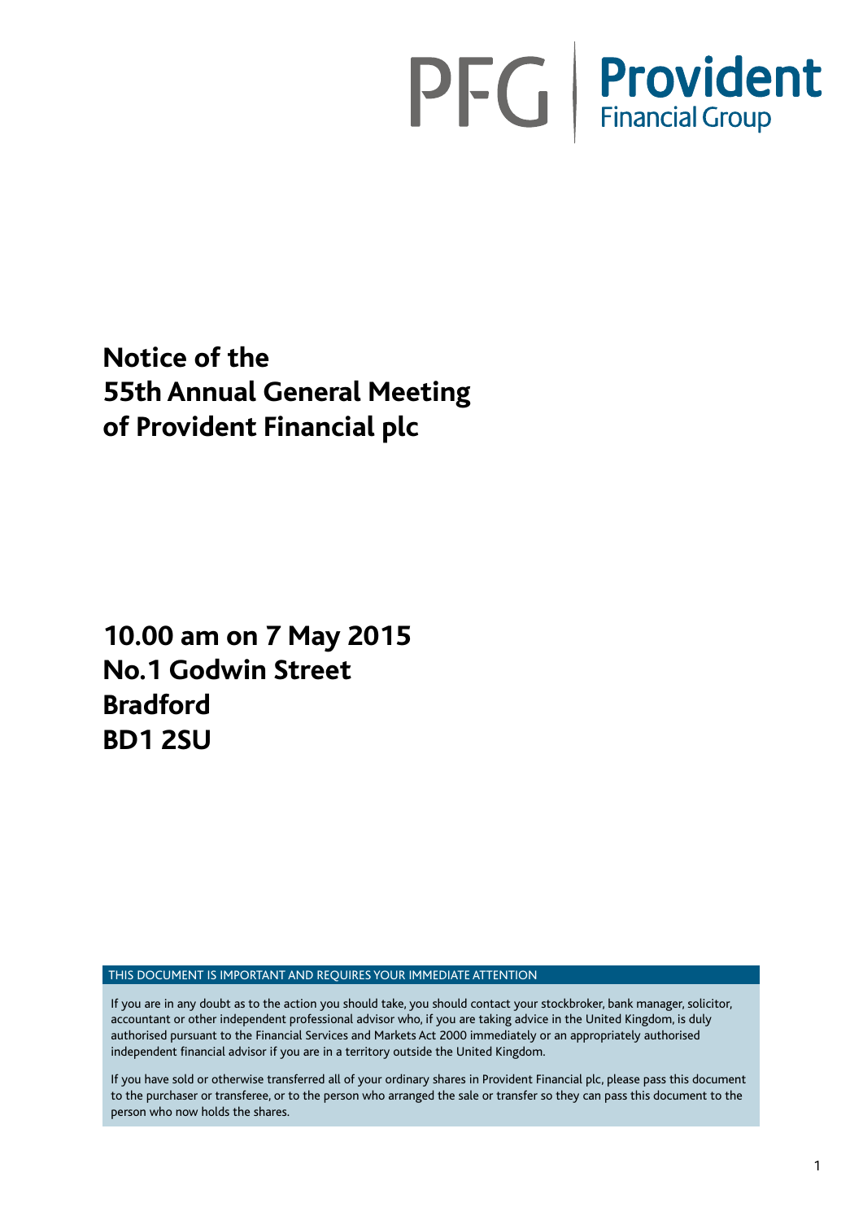PFG | **Provident** Financial Group

# Notice of the 55th Annual General Meeting of Provident Financial plc

## 10.00 am on 7 May 2015
## No.1 Godwin Street
## Bradford
## BD1 2SU

THIS DOCUMENT IS IMPORTANT AND REQUIRES YOUR IMMEDIATE ATTENTION

If you are in any doubt as to the action you should take, you should contact your stockbroker, bank manager, solicitor, accountant or other independent professional advisor who, if you are taking advice in the United Kingdom, is duly authorised pursuant to the Financial Services and Markets Act 2000 immediately or an appropriately authorised independent financial advisor if you are in a territory outside the United Kingdom.

If you have sold or otherwise transferred all of your ordinary shares in Provident Financial plc, please pass this document to the purchaser or transferee, or to the person who arranged the sale or transfer so they can pass this document to the person who now holds the shares.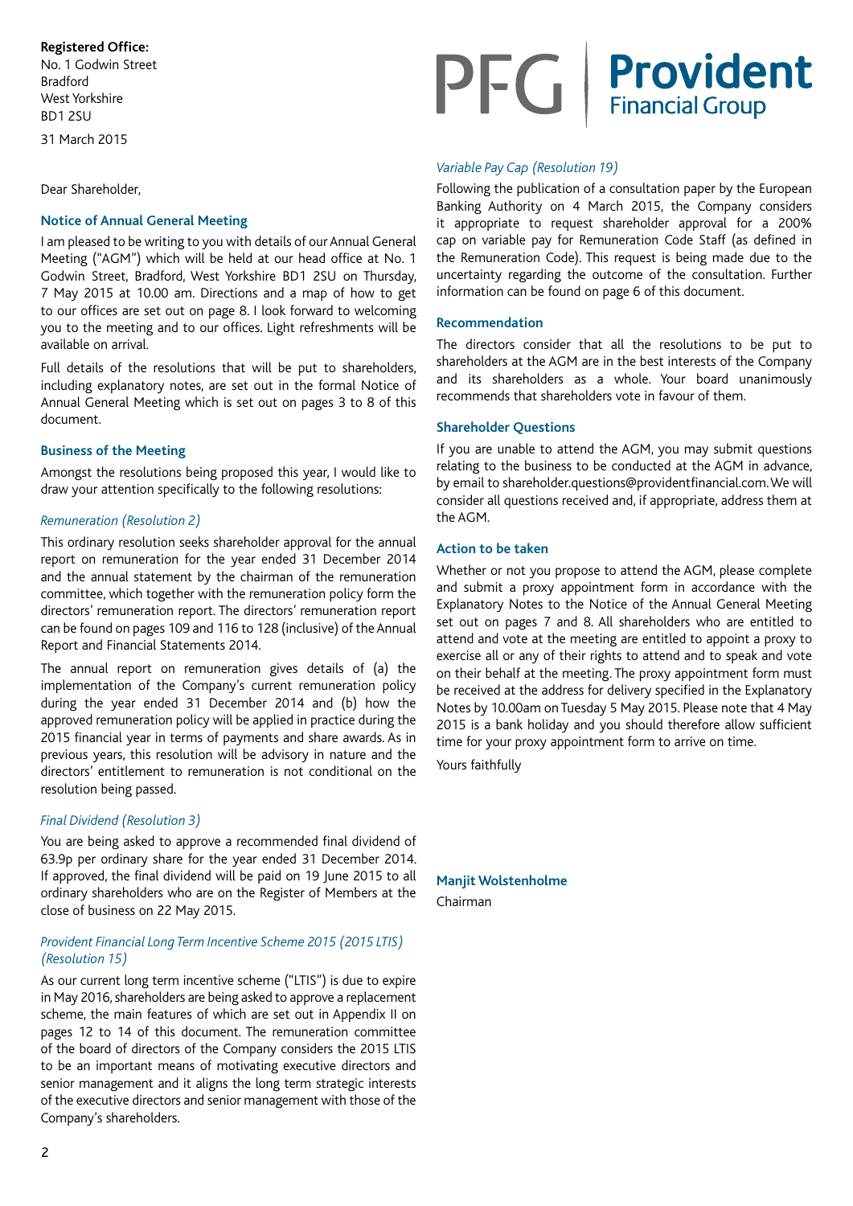**Registered Office:**
No. 1 Godwin Street
Bradford
West Yorkshire
BD1 2SU

31 March 2015

PFG | **Provident** Financial Group

Dear Shareholder,

## Notice of Annual General Meeting

I am pleased to be writing to you with details of our Annual General Meeting ("AGM") which will be held at our head office at No. 1 Godwin Street, Bradford, West Yorkshire BD1 2SU on Thursday, 7 May 2015 at 10.00 am. Directions and a map of how to get to our offices are set out on page 8. I look forward to welcoming you to the meeting and to our offices. Light refreshments will be available on arrival.

Full details of the resolutions that will be put to shareholders, including explanatory notes, are set out in the formal Notice of Annual General Meeting which is set out on pages 3 to 8 of this document.

## Business of the Meeting

Amongst the resolutions being proposed this year, I would like to draw your attention specifically to the following resolutions:

### *Remuneration (Resolution 2)*

This ordinary resolution seeks shareholder approval for the annual report on remuneration for the year ended 31 December 2014 and the annual statement by the chairman of the remuneration committee, which together with the remuneration policy form the directors' remuneration report. The directors' remuneration report can be found on pages 109 and 116 to 128 (inclusive) of the Annual Report and Financial Statements 2014.

The annual report on remuneration gives details of (a) the implementation of the Company's current remuneration policy during the year ended 31 December 2014 and (b) how the approved remuneration policy will be applied in practice during the 2015 financial year in terms of payments and share awards. As in previous years, this resolution will be advisory in nature and the directors' entitlement to remuneration is not conditional on the resolution being passed.

### *Final Dividend (Resolution 3)*

You are being asked to approve a recommended final dividend of 63.9p per ordinary share for the year ended 31 December 2014. If approved, the final dividend will be paid on 19 June 2015 to all ordinary shareholders who are on the Register of Members at the close of business on 22 May 2015.

### *Provident Financial Long Term Incentive Scheme 2015 (2015 LTIS) (Resolution 15)*

As our current long term incentive scheme ("LTIS") is due to expire in May 2016, shareholders are being asked to approve a replacement scheme, the main features of which are set out in Appendix II on pages 12 to 14 of this document. The remuneration committee of the board of directors of the Company considers the 2015 LTIS to be an important means of motivating executive directors and senior management and it aligns the long term strategic interests of the executive directors and senior management with those of the Company's shareholders.

### *Variable Pay Cap (Resolution 19)*

Following the publication of a consultation paper by the European Banking Authority on 4 March 2015, the Company considers it appropriate to request shareholder approval for a 200% cap on variable pay for Remuneration Code Staff (as defined in the Remuneration Code). This request is being made due to the uncertainty regarding the outcome of the consultation. Further information can be found on page 6 of this document.

## Recommendation

The directors consider that all the resolutions to be put to shareholders at the AGM are in the best interests of the Company and its shareholders as a whole. Your board unanimously recommends that shareholders vote in favour of them.

## Shareholder Questions

If you are unable to attend the AGM, you may submit questions relating to the business to be conducted at the AGM in advance, by email to shareholder.questions@providentfinancial.com. We will consider all questions received and, if appropriate, address them at the AGM.

## Action to be taken

Whether or not you propose to attend the AGM, please complete and submit a proxy appointment form in accordance with the Explanatory Notes to the Notice of the Annual General Meeting set out on pages 7 and 8. All shareholders who are entitled to attend and vote at the meeting are entitled to appoint a proxy to exercise all or any of their rights to attend and to speak and vote on their behalf at the meeting. The proxy appointment form must be received at the address for delivery specified in the Explanatory Notes by 10.00am on Tuesday 5 May 2015. Please note that 4 May 2015 is a bank holiday and you should therefore allow sufficient time for your proxy appointment form to arrive on time.

Yours faithfully

**Manjit Wolstenholme**
Chairman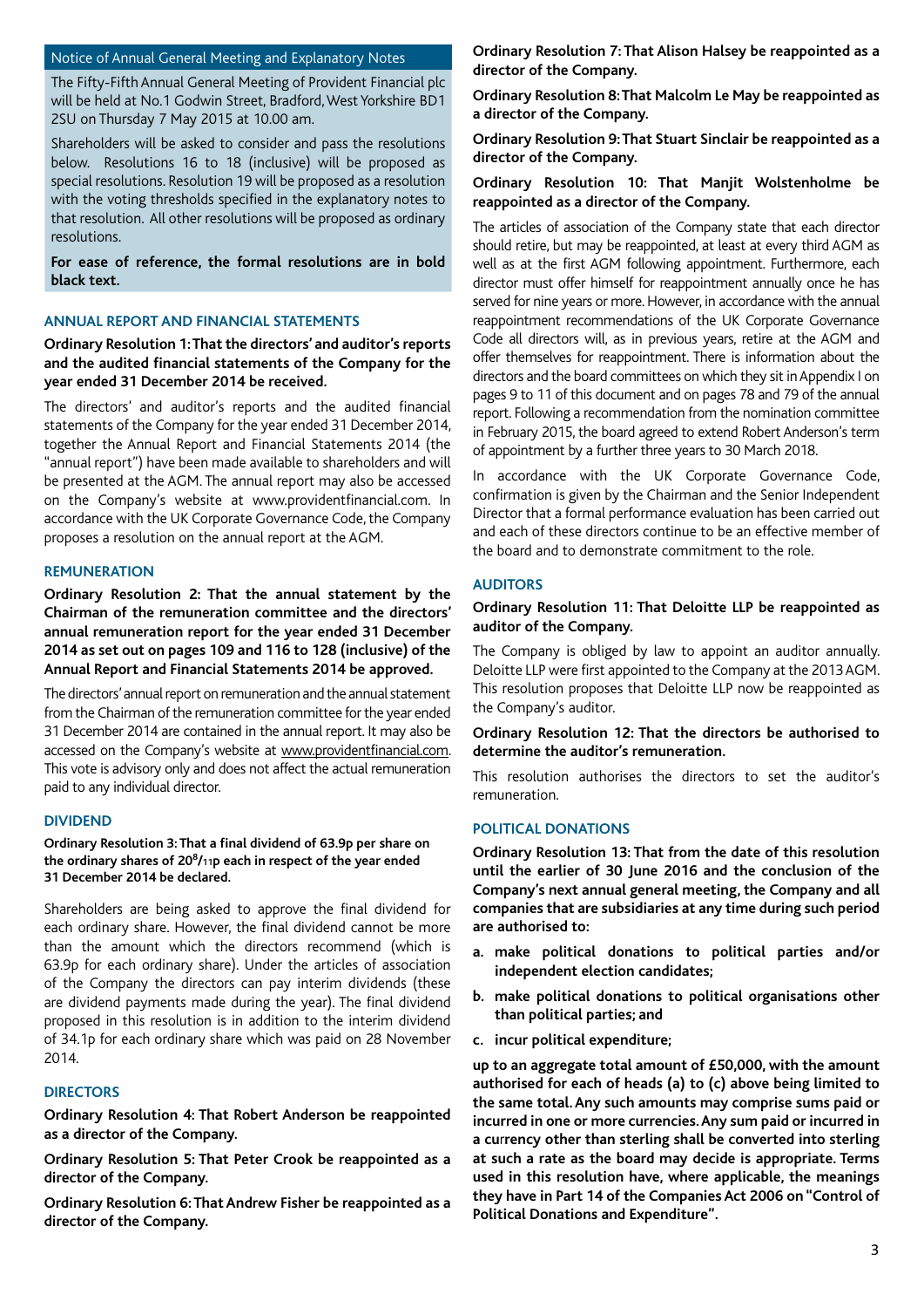## Notice of Annual General Meeting and Explanatory Notes

The Fifty-Fifth Annual General Meeting of Provident Financial plc will be held at No.1 Godwin Street, Bradford, West Yorkshire BD1 2SU on Thursday 7 May 2015 at 10.00 am.

Shareholders will be asked to consider and pass the resolutions below. Resolutions 16 to 18 (inclusive) will be proposed as special resolutions. Resolution 19 will be proposed as a resolution with the voting thresholds specified in the explanatory notes to that resolution. All other resolutions will be proposed as ordinary resolutions.

**For ease of reference, the formal resolutions are in bold black text.**

### ANNUAL REPORT AND FINANCIAL STATEMENTS

**Ordinary Resolution 1: That the directors' and auditor's reports and the audited financial statements of the Company for the year ended 31 December 2014 be received.**

The directors' and auditor's reports and the audited financial statements of the Company for the year ended 31 December 2014, together the Annual Report and Financial Statements 2014 (the "annual report") have been made available to shareholders and will be presented at the AGM. The annual report may also be accessed on the Company's website at www.providentfinancial.com. In accordance with the UK Corporate Governance Code, the Company proposes a resolution on the annual report at the AGM.

### REMUNERATION

**Ordinary Resolution 2: That the annual statement by the Chairman of the remuneration committee and the directors' annual remuneration report for the year ended 31 December 2014 as set out on pages 109 and 116 to 128 (inclusive) of the Annual Report and Financial Statements 2014 be approved.**

The directors' annual report on remuneration and the annual statement from the Chairman of the remuneration committee for the year ended 31 December 2014 are contained in the annual report. It may also be accessed on the Company's website at www.providentfinancial.com. This vote is advisory only and does not affect the actual remuneration paid to any individual director.

### DIVIDEND

**Ordinary Resolution 3: That a final dividend of 63.9p per share on the ordinary shares of 20$^{8}/_{11}$p each in respect of the year ended 31 December 2014 be declared.**

Shareholders are being asked to approve the final dividend for each ordinary share. However, the final dividend cannot be more than the amount which the directors recommend (which is 63.9p for each ordinary share). Under the articles of association of the Company the directors can pay interim dividends (these are dividend payments made during the year). The final dividend proposed in this resolution is in addition to the interim dividend of 34.1p for each ordinary share which was paid on 28 November 2014.

### DIRECTORS

**Ordinary Resolution 4: That Robert Anderson be reappointed as a director of the Company.**

**Ordinary Resolution 5: That Peter Crook be reappointed as a director of the Company.**

**Ordinary Resolution 6: That Andrew Fisher be reappointed as a director of the Company.**

**Ordinary Resolution 7: That Alison Halsey be reappointed as a director of the Company.**

**Ordinary Resolution 8: That Malcolm Le May be reappointed as a director of the Company.**

**Ordinary Resolution 9: That Stuart Sinclair be reappointed as a director of the Company.**

**Ordinary Resolution 10: That Manjit Wolstenholme be reappointed as a director of the Company.**

The articles of association of the Company state that each director should retire, but may be reappointed, at least at every third AGM as well as at the first AGM following appointment. Furthermore, each director must offer himself for reappointment annually once he has served for nine years or more. However, in accordance with the annual reappointment recommendations of the UK Corporate Governance Code all directors will, as in previous years, retire at the AGM and offer themselves for reappointment. There is information about the directors and the board committees on which they sit in Appendix I on pages 9 to 11 of this document and on pages 78 and 79 of the annual report. Following a recommendation from the nomination committee in February 2015, the board agreed to extend Robert Anderson's term of appointment by a further three years to 30 March 2018.

In accordance with the UK Corporate Governance Code, confirmation is given by the Chairman and the Senior Independent Director that a formal performance evaluation has been carried out and each of these directors continue to be an effective member of the board and to demonstrate commitment to the role.

### AUDITORS

**Ordinary Resolution 11: That Deloitte LLP be reappointed as auditor of the Company.**

The Company is obliged by law to appoint an auditor annually. Deloitte LLP were first appointed to the Company at the 2013 AGM. This resolution proposes that Deloitte LLP now be reappointed as the Company's auditor.

**Ordinary Resolution 12: That the directors be authorised to determine the auditor's remuneration.**

This resolution authorises the directors to set the auditor's remuneration.

### POLITICAL DONATIONS

**Ordinary Resolution 13: That from the date of this resolution until the earlier of 30 June 2016 and the conclusion of the Company's next annual general meeting, the Company and all companies that are subsidiaries at any time during such period are authorised to:**

**a. make political donations to political parties and/or independent election candidates;**

**b. make political donations to political organisations other than political parties; and**

**c. incur political expenditure;**

**up to an aggregate total amount of £50,000, with the amount authorised for each of heads (a) to (c) above being limited to the same total. Any such amounts may comprise sums paid or incurred in one or more currencies. Any sum paid or incurred in a currency other than sterling shall be converted into sterling at such a rate as the board may decide is appropriate. Terms used in this resolution have, where applicable, the meanings they have in Part 14 of the Companies Act 2006 on "Control of Political Donations and Expenditure".**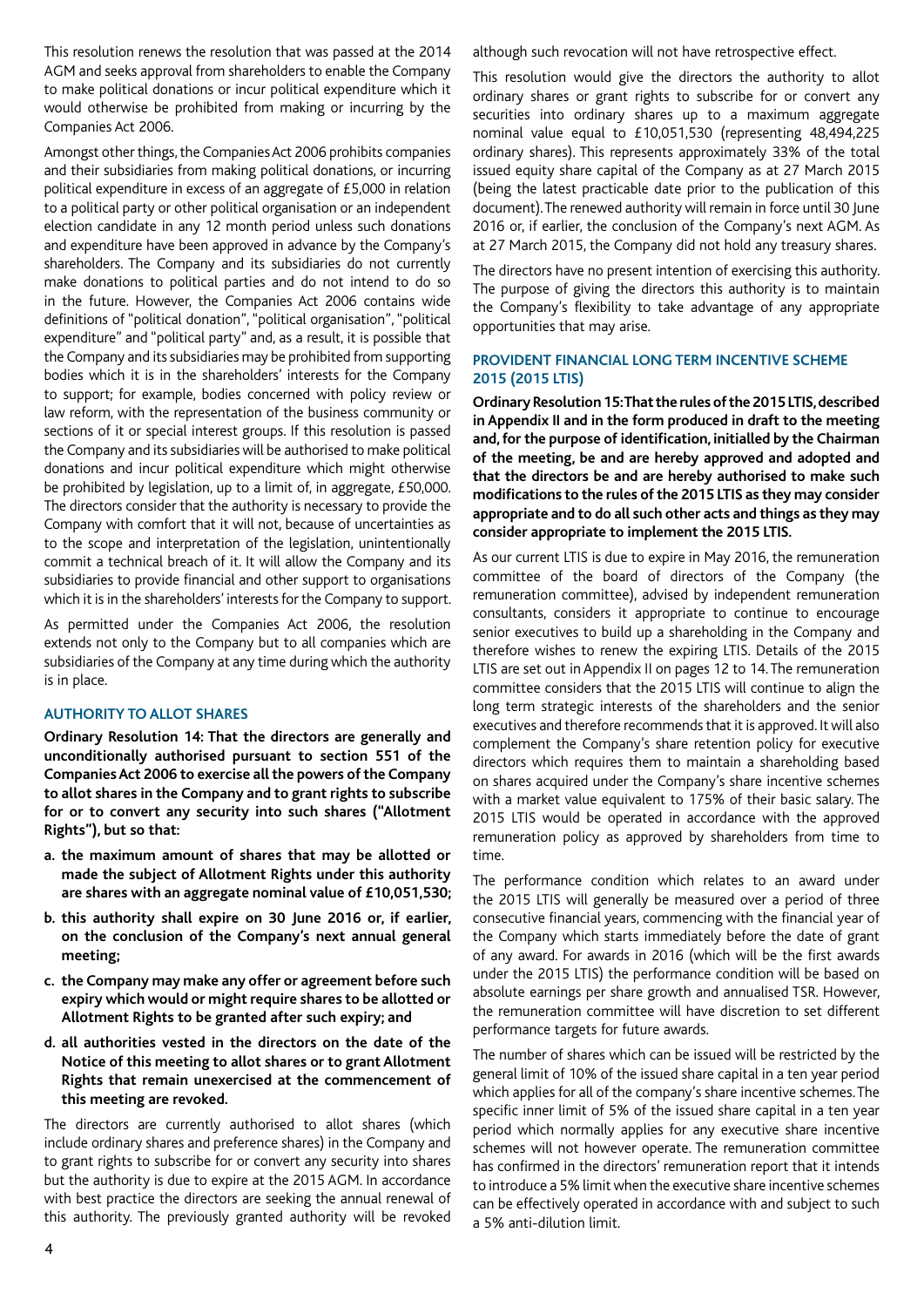This resolution renews the resolution that was passed at the 2014 AGM and seeks approval from shareholders to enable the Company to make political donations or incur political expenditure which it would otherwise be prohibited from making or incurring by the Companies Act 2006.

Amongst other things, the Companies Act 2006 prohibits companies and their subsidiaries from making political donations, or incurring political expenditure in excess of an aggregate of £5,000 in relation to a political party or other political organisation or an independent election candidate in any 12 month period unless such donations and expenditure have been approved in advance by the Company's shareholders. The Company and its subsidiaries do not currently make donations to political parties and do not intend to do so in the future. However, the Companies Act 2006 contains wide definitions of "political donation", "political organisation", "political expenditure" and "political party" and, as a result, it is possible that the Company and its subsidiaries may be prohibited from supporting bodies which it is in the shareholders' interests for the Company to support; for example, bodies concerned with policy review or law reform, with the representation of the business community or sections of it or special interest groups. If this resolution is passed the Company and its subsidiaries will be authorised to make political donations and incur political expenditure which might otherwise be prohibited by legislation, up to a limit of, in aggregate, £50,000. The directors consider that the authority is necessary to provide the Company with comfort that it will not, because of uncertainties as to the scope and interpretation of the legislation, unintentionally commit a technical breach of it. It will allow the Company and its subsidiaries to provide financial and other support to organisations which it is in the shareholders' interests for the Company to support.

As permitted under the Companies Act 2006, the resolution extends not only to the Company but to all companies which are subsidiaries of the Company at any time during which the authority is in place.

### AUTHORITY TO ALLOT SHARES

**Ordinary Resolution 14: That the directors are generally and unconditionally authorised pursuant to section 551 of the Companies Act 2006 to exercise all the powers of the Company to allot shares in the Company and to grant rights to subscribe for or to convert any security into such shares ("Allotment Rights"), but so that:**

**a. the maximum amount of shares that may be allotted or made the subject of Allotment Rights under this authority are shares with an aggregate nominal value of £10,051,530;**

**b. this authority shall expire on 30 June 2016 or, if earlier, on the conclusion of the Company's next annual general meeting;**

**c. the Company may make any offer or agreement before such expiry which would or might require shares to be allotted or Allotment Rights to be granted after such expiry; and**

**d. all authorities vested in the directors on the date of the Notice of this meeting to allot shares or to grant Allotment Rights that remain unexercised at the commencement of this meeting are revoked.**

The directors are currently authorised to allot shares (which include ordinary shares and preference shares) in the Company and to grant rights to subscribe for or convert any security into shares but the authority is due to expire at the 2015 AGM. In accordance with best practice the directors are seeking the annual renewal of this authority. The previously granted authority will be revoked although such revocation will not have retrospective effect.

This resolution would give the directors the authority to allot ordinary shares or grant rights to subscribe for or convert any securities into ordinary shares up to a maximum aggregate nominal value equal to £10,051,530 (representing 48,494,225 ordinary shares). This represents approximately 33% of the total issued equity share capital of the Company as at 27 March 2015 (being the latest practicable date prior to the publication of this document). The renewed authority will remain in force until 30 June 2016 or, if earlier, the conclusion of the Company's next AGM. As at 27 March 2015, the Company did not hold any treasury shares.

The directors have no present intention of exercising this authority. The purpose of giving the directors this authority is to maintain the Company's flexibility to take advantage of any appropriate opportunities that may arise.

### PROVIDENT FINANCIAL LONG TERM INCENTIVE SCHEME 2015 (2015 LTIS)

**Ordinary Resolution 15: That the rules of the 2015 LTIS, described in Appendix II and in the form produced in draft to the meeting and, for the purpose of identification, initialled by the Chairman of the meeting, be and are hereby approved and adopted and that the directors be and are hereby authorised to make such modifications to the rules of the 2015 LTIS as they may consider appropriate and to do all such other acts and things as they may consider appropriate to implement the 2015 LTIS.**

As our current LTIS is due to expire in May 2016, the remuneration committee of the board of directors of the Company (the remuneration committee), advised by independent remuneration consultants, considers it appropriate to continue to encourage senior executives to build up a shareholding in the Company and therefore wishes to renew the expiring LTIS. Details of the 2015 LTIS are set out in Appendix II on pages 12 to 14. The remuneration committee considers that the 2015 LTIS will continue to align the long term strategic interests of the shareholders and the senior executives and therefore recommends that it is approved. It will also complement the Company's share retention policy for executive directors which requires them to maintain a shareholding based on shares acquired under the Company's share incentive schemes with a market value equivalent to 175% of their basic salary. The 2015 LTIS would be operated in accordance with the approved remuneration policy as approved by shareholders from time to time.

The performance condition which relates to an award under the 2015 LTIS will generally be measured over a period of three consecutive financial years, commencing with the financial year of the Company which starts immediately before the date of grant of any award. For awards in 2016 (which will be the first awards under the 2015 LTIS) the performance condition will be based on absolute earnings per share growth and annualised TSR. However, the remuneration committee will have discretion to set different performance targets for future awards.

The number of shares which can be issued will be restricted by the general limit of 10% of the issued share capital in a ten year period which applies for all of the company's share incentive schemes. The specific inner limit of 5% of the issued share capital in a ten year period which normally applies for any executive share incentive schemes will not however operate. The remuneration committee has confirmed in the directors' remuneration report that it intends to introduce a 5% limit when the executive share incentive schemes can be effectively operated in accordance with and subject to such a 5% anti-dilution limit.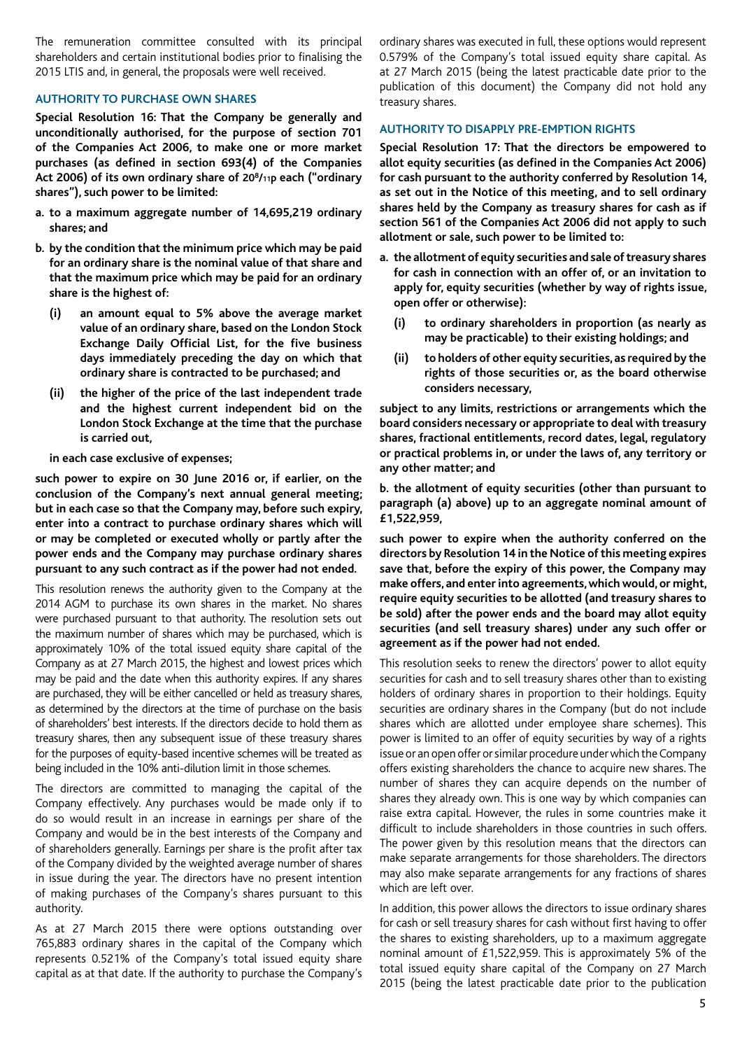The remuneration committee consulted with its principal shareholders and certain institutional bodies prior to finalising the 2015 LTIS and, in general, the proposals were well received.

### AUTHORITY TO PURCHASE OWN SHARES

**Special Resolution 16: That the Company be generally and unconditionally authorised, for the purpose of section 701 of the Companies Act 2006, to make one or more market purchases (as defined in section 693(4) of the Companies Act 2006) of its own ordinary share of 20$^{8}/_{11}$p each ("ordinary shares"), such power to be limited:**

**a. to a maximum aggregate number of 14,695,219 ordinary shares; and**

**b. by the condition that the minimum price which may be paid for an ordinary share is the nominal value of that share and that the maximum price which may be paid for an ordinary share is the highest of:**

**(i) an amount equal to 5% above the average market value of an ordinary share, based on the London Stock Exchange Daily Official List, for the five business days immediately preceding the day on which that ordinary share is contracted to be purchased; and**

**(ii) the higher of the price of the last independent trade and the highest current independent bid on the London Stock Exchange at the time that the purchase is carried out,**

**in each case exclusive of expenses;**

**such power to expire on 30 June 2016 or, if earlier, on the conclusion of the Company's next annual general meeting; but in each case so that the Company may, before such expiry, enter into a contract to purchase ordinary shares which will or may be completed or executed wholly or partly after the power ends and the Company may purchase ordinary shares pursuant to any such contract as if the power had not ended.**

This resolution renews the authority given to the Company at the 2014 AGM to purchase its own shares in the market. No shares were purchased pursuant to that authority. The resolution sets out the maximum number of shares which may be purchased, which is approximately 10% of the total issued equity share capital of the Company as at 27 March 2015, the highest and lowest prices which may be paid and the date when this authority expires. If any shares are purchased, they will be either cancelled or held as treasury shares, as determined by the directors at the time of purchase on the basis of shareholders' best interests. If the directors decide to hold them as treasury shares, then any subsequent issue of these treasury shares for the purposes of equity-based incentive schemes will be treated as being included in the 10% anti-dilution limit in those schemes.

The directors are committed to managing the capital of the Company effectively. Any purchases would be made only if to do so would result in an increase in earnings per share of the Company and would be in the best interests of the Company and of shareholders generally. Earnings per share is the profit after tax of the Company divided by the weighted average number of shares in issue during the year. The directors have no present intention of making purchases of the Company's shares pursuant to this authority.

As at 27 March 2015 there were options outstanding over 765,883 ordinary shares in the capital of the Company which represents 0.521% of the Company's total issued equity share capital as at that date. If the authority to purchase the Company's ordinary shares was executed in full, these options would represent 0.579% of the Company's total issued equity share capital. As at 27 March 2015 (being the latest practicable date prior to the publication of this document) the Company did not hold any treasury shares.

### AUTHORITY TO DISAPPLY PRE-EMPTION RIGHTS

**Special Resolution 17: That the directors be empowered to allot equity securities (as defined in the Companies Act 2006) for cash pursuant to the authority conferred by Resolution 14, as set out in the Notice of this meeting, and to sell ordinary shares held by the Company as treasury shares for cash as if section 561 of the Companies Act 2006 did not apply to such allotment or sale, such power to be limited to:**

**a. the allotment of equity securities and sale of treasury shares for cash in connection with an offer of, or an invitation to apply for, equity securities (whether by way of rights issue, open offer or otherwise):**

**(i) to ordinary shareholders in proportion (as nearly as may be practicable) to their existing holdings; and**

**(ii) to holders of other equity securities, as required by the rights of those securities or, as the board otherwise considers necessary,**

**subject to any limits, restrictions or arrangements which the board considers necessary or appropriate to deal with treasury shares, fractional entitlements, record dates, legal, regulatory or practical problems in, or under the laws of, any territory or any other matter; and**

**b. the allotment of equity securities (other than pursuant to paragraph (a) above) up to an aggregate nominal amount of £1,522,959,**

**such power to expire when the authority conferred on the directors by Resolution 14 in the Notice of this meeting expires save that, before the expiry of this power, the Company may make offers, and enter into agreements, which would, or might, require equity securities to be allotted (and treasury shares to be sold) after the power ends and the board may allot equity securities (and sell treasury shares) under any such offer or agreement as if the power had not ended.**

This resolution seeks to renew the directors' power to allot equity securities for cash and to sell treasury shares other than to existing holders of ordinary shares in proportion to their holdings. Equity securities are ordinary shares in the Company (but do not include shares which are allotted under employee share schemes). This power is limited to an offer of equity securities by way of a rights issue or an open offer or similar procedure under which the Company offers existing shareholders the chance to acquire new shares. The number of shares they can acquire depends on the number of shares they already own. This is one way by which companies can raise extra capital. However, the rules in some countries make it difficult to include shareholders in those countries in such offers. The power given by this resolution means that the directors can make separate arrangements for those shareholders. The directors may also make separate arrangements for any fractions of shares which are left over.

In addition, this power allows the directors to issue ordinary shares for cash or sell treasury shares for cash without first having to offer the shares to existing shareholders, up to a maximum aggregate nominal amount of £1,522,959. This is approximately 5% of the total issued equity share capital of the Company on 27 March 2015 (being the latest practicable date prior to the publication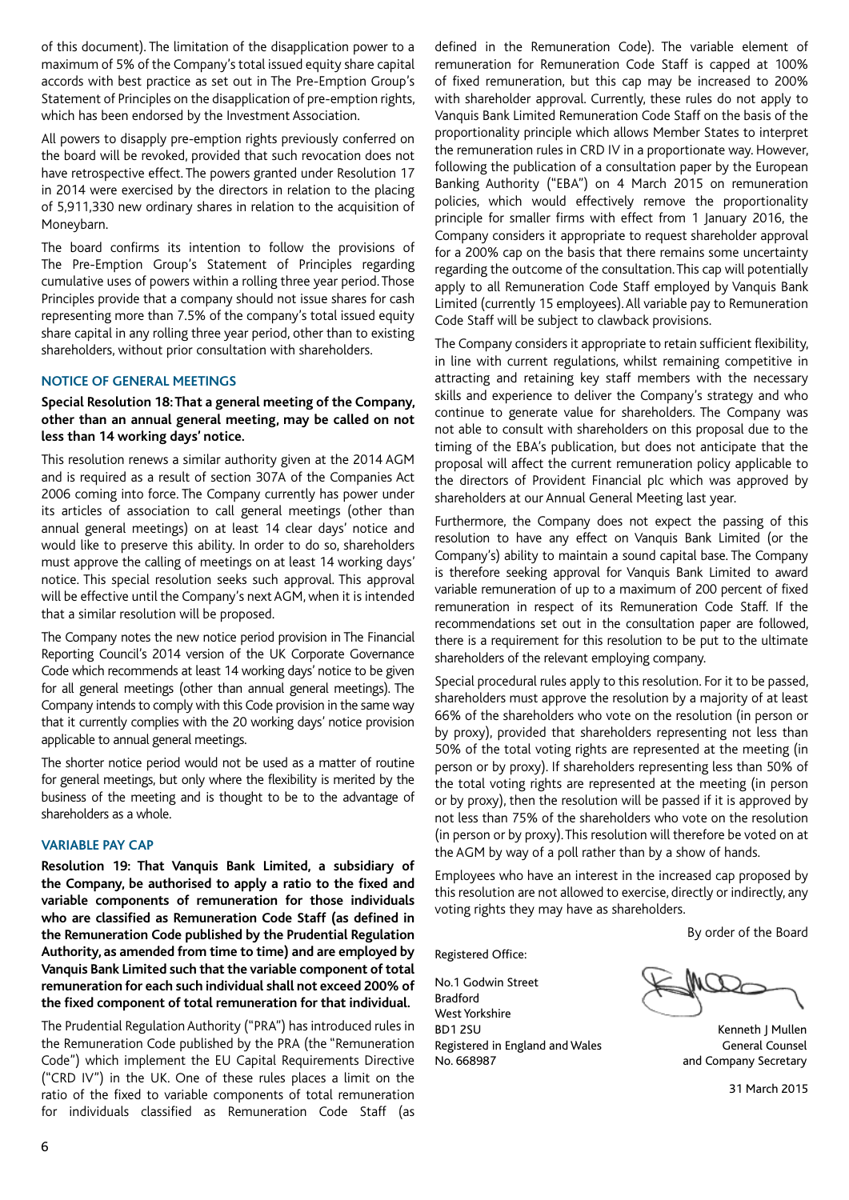of this document). The limitation of the disapplication power to a maximum of 5% of the Company's total issued equity share capital accords with best practice as set out in The Pre-Emption Group's Statement of Principles on the disapplication of pre-emption rights, which has been endorsed by the Investment Association.

All powers to disapply pre-emption rights previously conferred on the board will be revoked, provided that such revocation does not have retrospective effect. The powers granted under Resolution 17 in 2014 were exercised by the directors in relation to the placing of 5,911,330 new ordinary shares in relation to the acquisition of Moneybarn.

The board confirms its intention to follow the provisions of The Pre-Emption Group's Statement of Principles regarding cumulative uses of powers within a rolling three year period. Those Principles provide that a company should not issue shares for cash representing more than 7.5% of the company's total issued equity share capital in any rolling three year period, other than to existing shareholders, without prior consultation with shareholders.

### NOTICE OF GENERAL MEETINGS

**Special Resolution 18: That a general meeting of the Company, other than an annual general meeting, may be called on not less than 14 working days' notice.**

This resolution renews a similar authority given at the 2014 AGM and is required as a result of section 307A of the Companies Act 2006 coming into force. The Company currently has power under its articles of association to call general meetings (other than annual general meetings) on at least 14 clear days' notice and would like to preserve this ability. In order to do so, shareholders must approve the calling of meetings on at least 14 working days' notice. This special resolution seeks such approval. This approval will be effective until the Company's next AGM, when it is intended that a similar resolution will be proposed.

The Company notes the new notice period provision in The Financial Reporting Council's 2014 version of the UK Corporate Governance Code which recommends at least 14 working days' notice to be given for all general meetings (other than annual general meetings). The Company intends to comply with this Code provision in the same way that it currently complies with the 20 working days' notice provision applicable to annual general meetings.

The shorter notice period would not be used as a matter of routine for general meetings, but only where the flexibility is merited by the business of the meeting and is thought to be to the advantage of shareholders as a whole.

### VARIABLE PAY CAP

**Resolution 19: That Vanquis Bank Limited, a subsidiary of the Company, be authorised to apply a ratio to the fixed and variable components of remuneration for those individuals who are classified as Remuneration Code Staff (as defined in the Remuneration Code published by the Prudential Regulation Authority, as amended from time to time) and are employed by Vanquis Bank Limited such that the variable component of total remuneration for each such individual shall not exceed 200% of the fixed component of total remuneration for that individual.**

The Prudential Regulation Authority ("PRA") has introduced rules in the Remuneration Code published by the PRA (the "Remuneration Code") which implement the EU Capital Requirements Directive ("CRD IV") in the UK. One of these rules places a limit on the ratio of the fixed to variable components of total remuneration for individuals classified as Remuneration Code Staff (as defined in the Remuneration Code). The variable element of remuneration for Remuneration Code Staff is capped at 100% of fixed remuneration, but this cap may be increased to 200% with shareholder approval. Currently, these rules do not apply to Vanquis Bank Limited Remuneration Code Staff on the basis of the proportionality principle which allows Member States to interpret the remuneration rules in CRD IV in a proportionate way. However, following the publication of a consultation paper by the European Banking Authority ("EBA") on 4 March 2015 on remuneration policies, which would effectively remove the proportionality principle for smaller firms with effect from 1 January 2016, the Company considers it appropriate to request shareholder approval for a 200% cap on the basis that there remains some uncertainty regarding the outcome of the consultation. This cap will potentially apply to all Remuneration Code Staff employed by Vanquis Bank Limited (currently 15 employees). All variable pay to Remuneration Code Staff will be subject to clawback provisions.

The Company considers it appropriate to retain sufficient flexibility, in line with current regulations, whilst remaining competitive in attracting and retaining key staff members with the necessary skills and experience to deliver the Company's strategy and who continue to generate value for shareholders. The Company was not able to consult with shareholders on this proposal due to the timing of the EBA's publication, but does not anticipate that the proposal will affect the current remuneration policy applicable to the directors of Provident Financial plc which was approved by shareholders at our Annual General Meeting last year.

Furthermore, the Company does not expect the passing of this resolution to have any effect on Vanquis Bank Limited (or the Company's) ability to maintain a sound capital base. The Company is therefore seeking approval for Vanquis Bank Limited to award variable remuneration of up to a maximum of 200 percent of fixed remuneration in respect of its Remuneration Code Staff. If the recommendations set out in the consultation paper are followed, there is a requirement for this resolution to be put to the ultimate shareholders of the relevant employing company.

Special procedural rules apply to this resolution. For it to be passed, shareholders must approve the resolution by a majority of at least 66% of the shareholders who vote on the resolution (in person or by proxy), provided that shareholders representing not less than 50% of the total voting rights are represented at the meeting (in person or by proxy). If shareholders representing less than 50% of the total voting rights are represented at the meeting (in person or by proxy), then the resolution will be passed if it is approved by not less than 75% of the shareholders who vote on the resolution (in person or by proxy). This resolution will therefore be voted on at the AGM by way of a poll rather than by a show of hands.

Employees who have an interest in the increased cap proposed by this resolution are not allowed to exercise, directly or indirectly, any voting rights they may have as shareholders.

By order of the Board

Registered Office:

No.1 Godwin Street
Bradford
West Yorkshire
BD1 2SU
Registered in England and Wales
No. 668987

Kenneth J Mullen
General Counsel
and Company Secretary

31 March 2015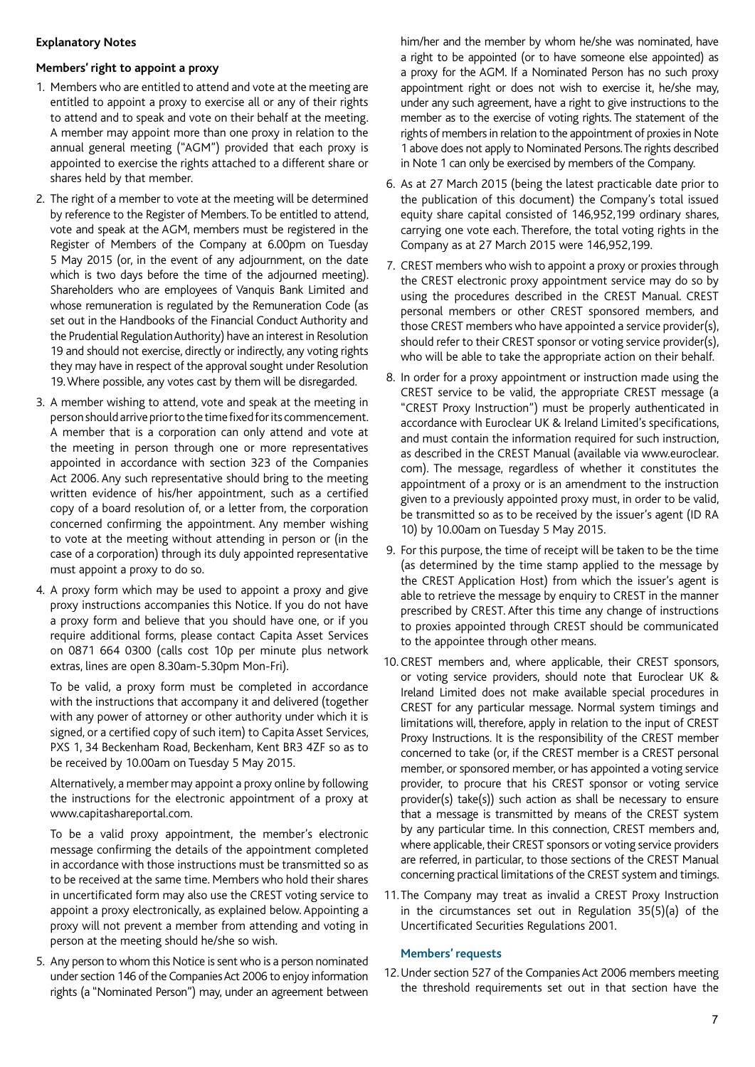**Explanatory Notes**

**Members' right to appoint a proxy**

1. Members who are entitled to attend and vote at the meeting are entitled to appoint a proxy to exercise all or any of their rights to attend and to speak and vote on their behalf at the meeting. A member may appoint more than one proxy in relation to the annual general meeting ("AGM") provided that each proxy is appointed to exercise the rights attached to a different share or shares held by that member.

2. The right of a member to vote at the meeting will be determined by reference to the Register of Members. To be entitled to attend, vote and speak at the AGM, members must be registered in the Register of Members of the Company at 6.00pm on Tuesday 5 May 2015 (or, in the event of any adjournment, on the date which is two days before the time of the adjourned meeting). Shareholders who are employees of Vanquis Bank Limited and whose remuneration is regulated by the Remuneration Code (as set out in the Handbooks of the Financial Conduct Authority and the Prudential Regulation Authority) have an interest in Resolution 19 and should not exercise, directly or indirectly, any voting rights they may have in respect of the approval sought under Resolution 19. Where possible, any votes cast by them will be disregarded.

3. A member wishing to attend, vote and speak at the meeting in person should arrive prior to the time fixed for its commencement. A member that is a corporation can only attend and vote at the meeting in person through one or more representatives appointed in accordance with section 323 of the Companies Act 2006. Any such representative should bring to the meeting written evidence of his/her appointment, such as a certified copy of a board resolution of, or a letter from, the corporation concerned confirming the appointment. Any member wishing to vote at the meeting without attending in person or (in the case of a corporation) through its duly appointed representative must appoint a proxy to do so.

4. A proxy form which may be used to appoint a proxy and give proxy instructions accompanies this Notice. If you do not have a proxy form and believe that you should have one, or if you require additional forms, please contact Capita Asset Services on 0871 664 0300 (calls cost 10p per minute plus network extras, lines are open 8.30am-5.30pm Mon-Fri).

   To be valid, a proxy form must be completed in accordance with the instructions that accompany it and delivered (together with any power of attorney or other authority under which it is signed, or a certified copy of such item) to Capita Asset Services, PXS 1, 34 Beckenham Road, Beckenham, Kent BR3 4ZF so as to be received by 10.00am on Tuesday 5 May 2015.

   Alternatively, a member may appoint a proxy online by following the instructions for the electronic appointment of a proxy at www.capitashareportal.com.

   To be a valid proxy appointment, the member's electronic message confirming the details of the appointment completed in accordance with those instructions must be transmitted so as to be received at the same time. Members who hold their shares in uncertificated form may also use the CREST voting service to appoint a proxy electronically, as explained below. Appointing a proxy will not prevent a member from attending and voting in person at the meeting should he/she so wish.

5. Any person to whom this Notice is sent who is a person nominated under section 146 of the Companies Act 2006 to enjoy information rights (a "Nominated Person") may, under an agreement between him/her and the member by whom he/she was nominated, have a right to be appointed (or to have someone else appointed) as a proxy for the AGM. If a Nominated Person has no such proxy appointment right or does not wish to exercise it, he/she may, under any such agreement, have a right to give instructions to the member as to the exercise of voting rights. The statement of the rights of members in relation to the appointment of proxies in Note 1 above does not apply to Nominated Persons. The rights described in Note 1 can only be exercised by members of the Company.

6. As at 27 March 2015 (being the latest practicable date prior to the publication of this document) the Company's total issued equity share capital consisted of 146,952,199 ordinary shares, carrying one vote each. Therefore, the total voting rights in the Company as at 27 March 2015 were 146,952,199.

7. CREST members who wish to appoint a proxy or proxies through the CREST electronic proxy appointment service may do so by using the procedures described in the CREST Manual. CREST personal members or other CREST sponsored members, and those CREST members who have appointed a service provider(s), should refer to their CREST sponsor or voting service provider(s), who will be able to take the appropriate action on their behalf.

8. In order for a proxy appointment or instruction made using the CREST service to be valid, the appropriate CREST message (a "CREST Proxy Instruction") must be properly authenticated in accordance with Euroclear UK & Ireland Limited's specifications, and must contain the information required for such instruction, as described in the CREST Manual (available via www.euroclear.com). The message, regardless of whether it constitutes the appointment of a proxy or is an amendment to the instruction given to a previously appointed proxy must, in order to be valid, be transmitted so as to be received by the issuer's agent (ID RA 10) by 10.00am on Tuesday 5 May 2015.

9. For this purpose, the time of receipt will be taken to be the time (as determined by the time stamp applied to the message by the CREST Application Host) from which the issuer's agent is able to retrieve the message by enquiry to CREST in the manner prescribed by CREST. After this time any change of instructions to proxies appointed through CREST should be communicated to the appointee through other means.

10. CREST members and, where applicable, their CREST sponsors, or voting service providers, should note that Euroclear UK & Ireland Limited does not make available special procedures in CREST for any particular message. Normal system timings and limitations will, therefore, apply in relation to the input of CREST Proxy Instructions. It is the responsibility of the CREST member concerned to take (or, if the CREST member is a CREST personal member, or sponsored member, or has appointed a voting service provider, to procure that his CREST sponsor or voting service provider(s) take(s)) such action as shall be necessary to ensure that a message is transmitted by means of the CREST system by any particular time. In this connection, CREST members and, where applicable, their CREST sponsors or voting service providers are referred, in particular, to those sections of the CREST Manual concerning practical limitations of the CREST system and timings.

11. The Company may treat as invalid a CREST Proxy Instruction in the circumstances set out in Regulation 35(5)(a) of the Uncertificated Securities Regulations 2001.

**Members' requests**

12. Under section 527 of the Companies Act 2006 members meeting the threshold requirements set out in that section have the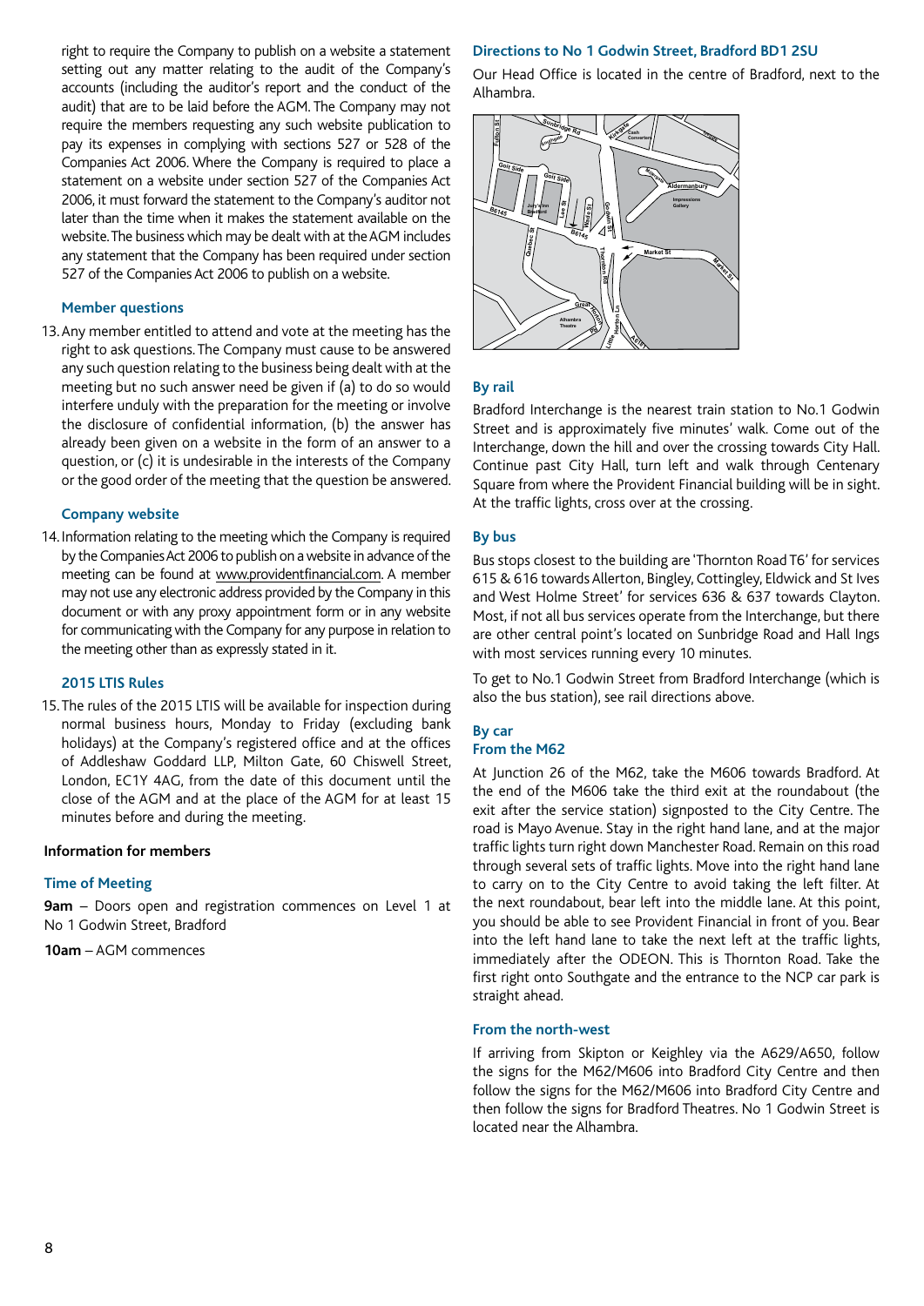right to require the Company to publish on a website a statement setting out any matter relating to the audit of the Company's accounts (including the auditor's report and the conduct of the audit) that are to be laid before the AGM. The Company may not require the members requesting any such website publication to pay its expenses in complying with sections 527 or 528 of the Companies Act 2006. Where the Company is required to place a statement on a website under section 527 of the Companies Act 2006, it must forward the statement to the Company's auditor not later than the time when it makes the statement available on the website. The business which may be dealt with at the AGM includes any statement that the Company has been required under section 527 of the Companies Act 2006 to publish on a website.

### Member questions

13. Any member entitled to attend and vote at the meeting has the right to ask questions. The Company must cause to be answered any such question relating to the business being dealt with at the meeting but no such answer need be given if (a) to do so would interfere unduly with the preparation for the meeting or involve the disclosure of confidential information, (b) the answer has already been given on a website in the form of an answer to a question, or (c) it is undesirable in the interests of the Company or the good order of the meeting that the question be answered.

### Company website

14. Information relating to the meeting which the Company is required by the Companies Act 2006 to publish on a website in advance of the meeting can be found at www.providentfinancial.com. A member may not use any electronic address provided by the Company in this document or with any proxy appointment form or in any website for communicating with the Company for any purpose in relation to the meeting other than as expressly stated in it.

### 2015 LTIS Rules

15. The rules of the 2015 LTIS will be available for inspection during normal business hours, Monday to Friday (excluding bank holidays) at the Company's registered office and at the offices of Addleshaw Goddard LLP, Milton Gate, 60 Chiswell Street, London, EC1Y 4AG, from the date of this document until the close of the AGM and at the place of the AGM for at least 15 minutes before and during the meeting.

## Information for members

### Time of Meeting

**9am** – Doors open and registration commences on Level 1 at No 1 Godwin Street, Bradford

**10am** – AGM commences

### Directions to No 1 Godwin Street, Bradford BD1 2SU

Our Head Office is located in the centre of Bradford, next to the Alhambra.

### By rail

Bradford Interchange is the nearest train station to No.1 Godwin Street and is approximately five minutes' walk. Come out of the Interchange, down the hill and over the crossing towards City Hall. Continue past City Hall, turn left and walk through Centenary Square from where the Provident Financial building will be in sight. At the traffic lights, cross over at the crossing.

### By bus

Bus stops closest to the building are 'Thornton Road T6' for services 615 & 616 towards Allerton, Bingley, Cottingley, Eldwick and St Ives and West Holme Street' for services 636 & 637 towards Clayton. Most, if not all bus services operate from the Interchange, but there are other central point's located on Sunbridge Road and Hall Ings with most services running every 10 minutes.

To get to No.1 Godwin Street from Bradford Interchange (which is also the bus station), see rail directions above.

### By car

### From the M62

At Junction 26 of the M62, take the M606 towards Bradford. At the end of the M606 take the third exit at the roundabout (the exit after the service station) signposted to the City Centre. The road is Mayo Avenue. Stay in the right hand lane, and at the major traffic lights turn right down Manchester Road. Remain on this road through several sets of traffic lights. Move into the right hand lane to carry on to the City Centre to avoid taking the left filter. At the next roundabout, bear left into the middle lane. At this point, you should be able to see Provident Financial in front of you. Bear into the left hand lane to take the next left at the traffic lights, immediately after the ODEON. This is Thornton Road. Take the first right onto Southgate and the entrance to the NCP car park is straight ahead.

### From the north-west

If arriving from Skipton or Keighley via the A629/A650, follow the signs for the M62/M606 into Bradford City Centre and then follow the signs for the M62/M606 into Bradford City Centre and then follow the signs for Bradford Theatres. No 1 Godwin Street is located near the Alhambra.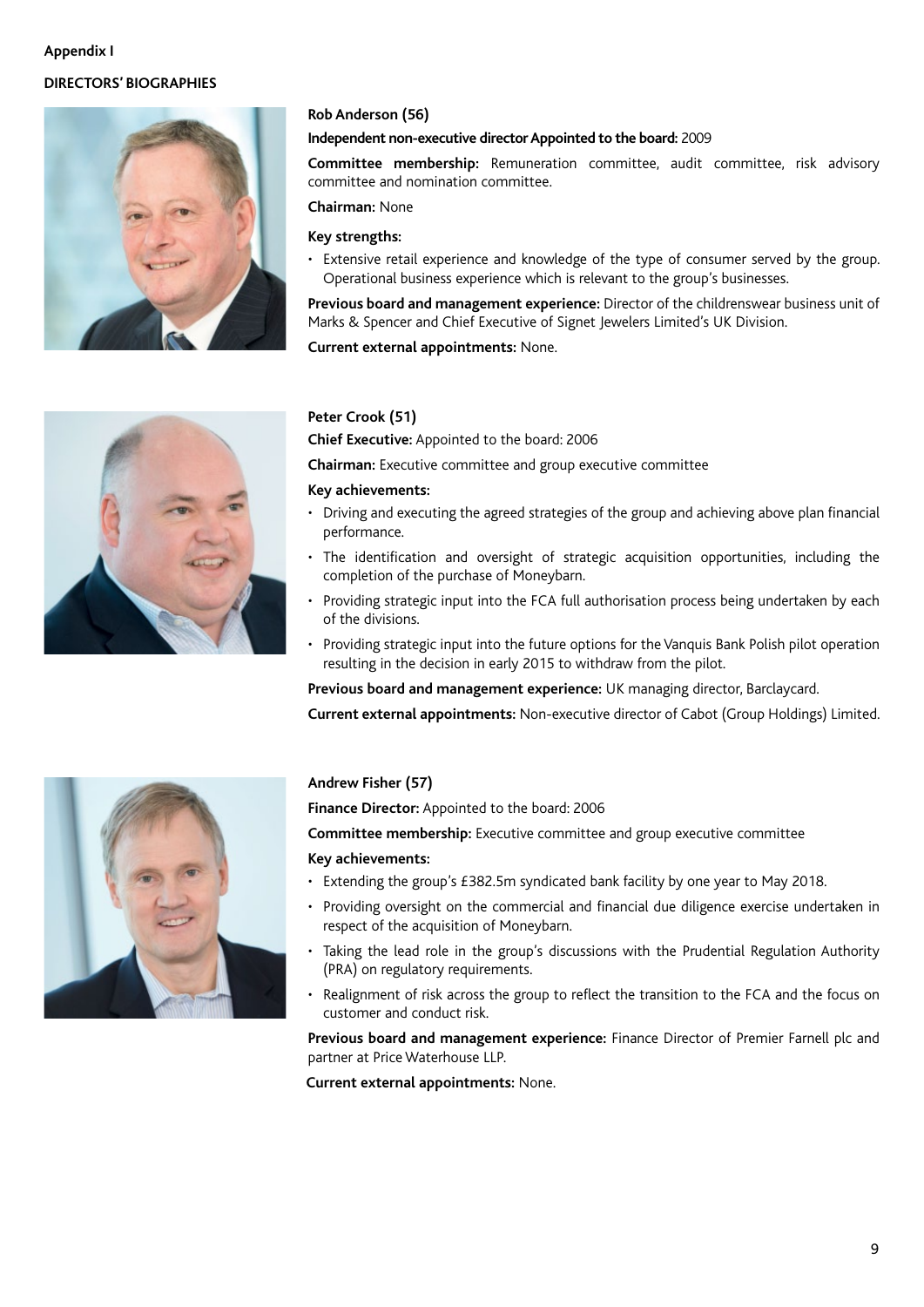Appendix I

**DIRECTORS' BIOGRAPHIES**

**Rob Anderson (56)**

**Independent non-executive director Appointed to the board:** 2009

**Committee membership:** Remuneration committee, audit committee, risk advisory committee and nomination committee.

**Chairman:** None

**Key strengths:**

- Extensive retail experience and knowledge of the type of consumer served by the group. Operational business experience which is relevant to the group's businesses.

**Previous board and management experience:** Director of the childrenswear business unit of Marks & Spencer and Chief Executive of Signet Jewelers Limited's UK Division.

**Current external appointments:** None.

**Peter Crook (51)**

**Chief Executive:** Appointed to the board: 2006

**Chairman:** Executive committee and group executive committee

**Key achievements:**

- Driving and executing the agreed strategies of the group and achieving above plan financial performance.
- The identification and oversight of strategic acquisition opportunities, including the completion of the purchase of Moneybarn.
- Providing strategic input into the FCA full authorisation process being undertaken by each of the divisions.
- Providing strategic input into the future options for the Vanquis Bank Polish pilot operation resulting in the decision in early 2015 to withdraw from the pilot.

**Previous board and management experience:** UK managing director, Barclaycard.

**Current external appointments:** Non-executive director of Cabot (Group Holdings) Limited.

**Andrew Fisher (57)**

**Finance Director:** Appointed to the board: 2006

**Committee membership:** Executive committee and group executive committee

**Key achievements:**

- Extending the group's £382.5m syndicated bank facility by one year to May 2018.
- Providing oversight on the commercial and financial due diligence exercise undertaken in respect of the acquisition of Moneybarn.
- Taking the lead role in the group's discussions with the Prudential Regulation Authority (PRA) on regulatory requirements.
- Realignment of risk across the group to reflect the transition to the FCA and the focus on customer and conduct risk.

**Previous board and management experience:** Finance Director of Premier Farnell plc and partner at Price Waterhouse LLP.

**Current external appointments:** None.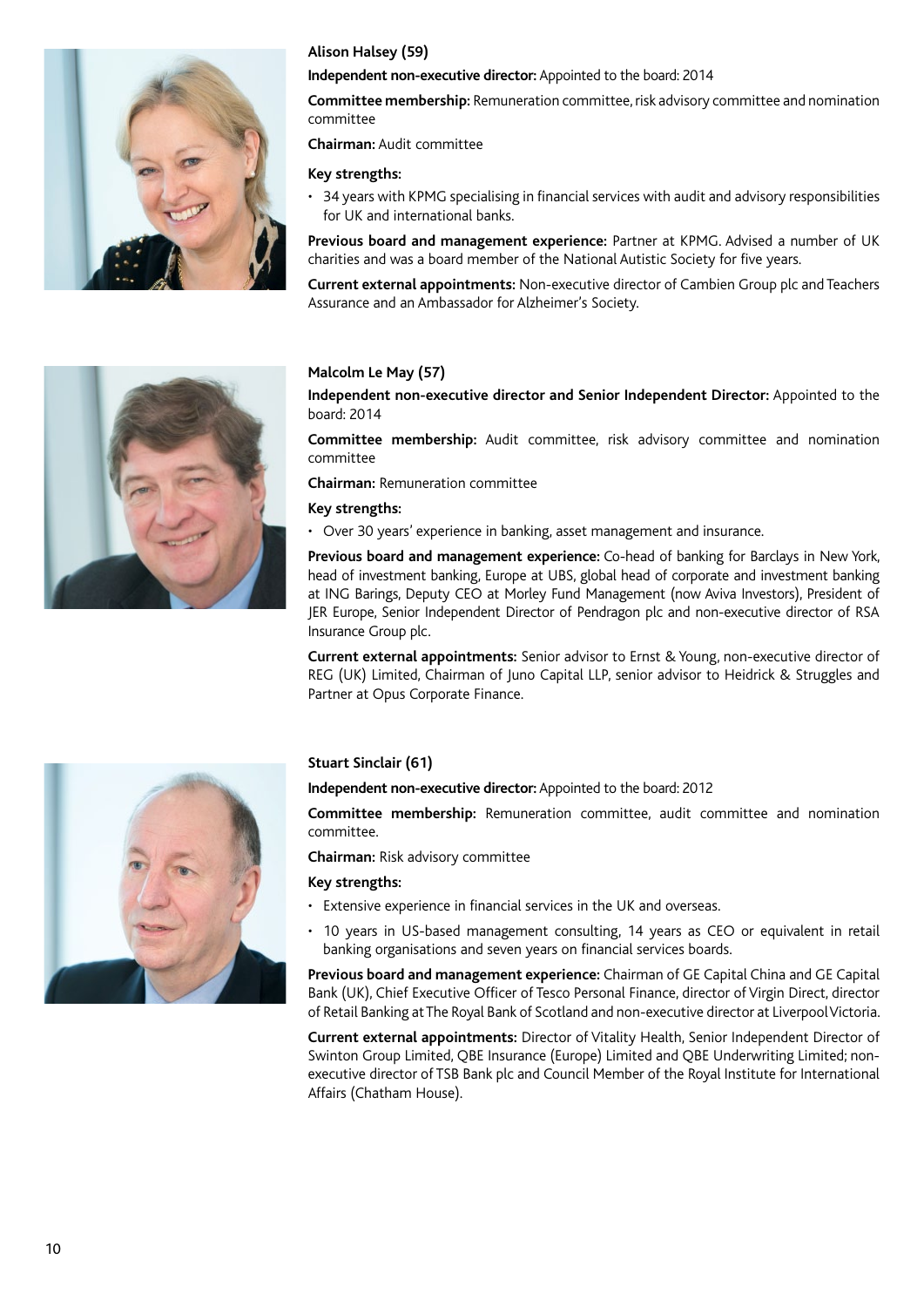**Alison Halsey (59)**

**Independent non-executive director:** Appointed to the board: 2014

**Committee membership:** Remuneration committee, risk advisory committee and nomination committee

**Chairman:** Audit committee

**Key strengths:**

- 34 years with KPMG specialising in financial services with audit and advisory responsibilities for UK and international banks.

**Previous board and management experience:** Partner at KPMG. Advised a number of UK charities and was a board member of the National Autistic Society for five years.

**Current external appointments:** Non-executive director of Cambien Group plc and Teachers Assurance and an Ambassador for Alzheimer's Society.

**Malcolm Le May (57)**

**Independent non-executive director and Senior Independent Director:** Appointed to the board: 2014

**Committee membership:** Audit committee, risk advisory committee and nomination committee

**Chairman:** Remuneration committee

**Key strengths:**

- Over 30 years' experience in banking, asset management and insurance.

**Previous board and management experience:** Co-head of banking for Barclays in New York, head of investment banking, Europe at UBS, global head of corporate and investment banking at ING Barings, Deputy CEO at Morley Fund Management (now Aviva Investors), President of JER Europe, Senior Independent Director of Pendragon plc and non-executive director of RSA Insurance Group plc.

**Current external appointments:** Senior advisor to Ernst & Young, non-executive director of REG (UK) Limited, Chairman of Juno Capital LLP, senior advisor to Heidrick & Struggles and Partner at Opus Corporate Finance.

**Stuart Sinclair (61)**

**Independent non-executive director:** Appointed to the board: 2012

**Committee membership:** Remuneration committee, audit committee and nomination committee.

**Chairman:** Risk advisory committee

**Key strengths:**

- Extensive experience in financial services in the UK and overseas.
- 10 years in US-based management consulting, 14 years as CEO or equivalent in retail banking organisations and seven years on financial services boards.

**Previous board and management experience:** Chairman of GE Capital China and GE Capital Bank (UK), Chief Executive Officer of Tesco Personal Finance, director of Virgin Direct, director of Retail Banking at The Royal Bank of Scotland and non-executive director at Liverpool Victoria.

**Current external appointments:** Director of Vitality Health, Senior Independent Director of Swinton Group Limited, QBE Insurance (Europe) Limited and QBE Underwriting Limited; non-executive director of TSB Bank plc and Council Member of the Royal Institute for International Affairs (Chatham House).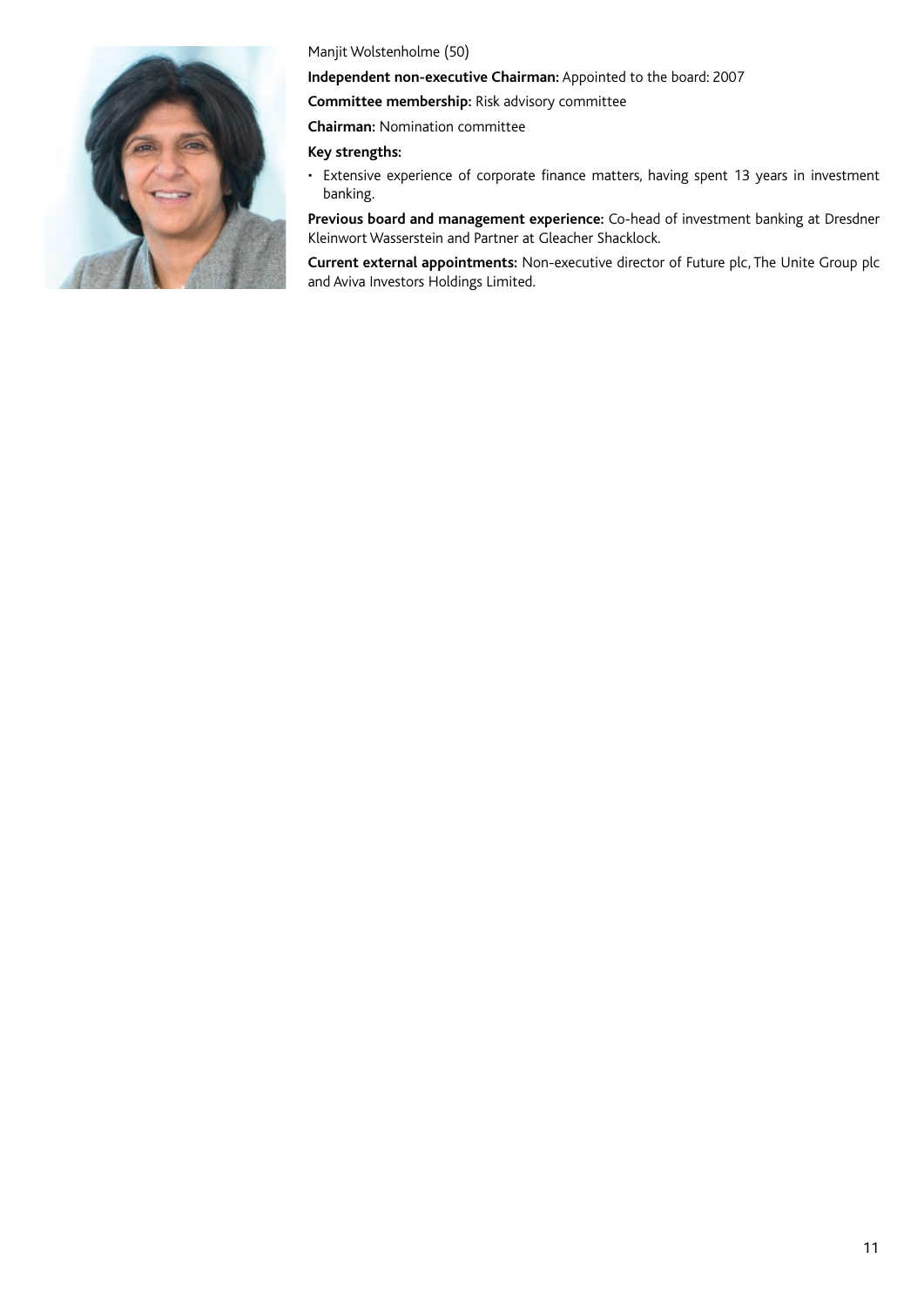Manjit Wolstenholme (50)

**Independent non-executive Chairman:** Appointed to the board: 2007

**Committee membership:** Risk advisory committee

**Chairman:** Nomination committee

**Key strengths:**

- Extensive experience of corporate finance matters, having spent 13 years in investment banking.

**Previous board and management experience:** Co-head of investment banking at Dresdner Kleinwort Wasserstein and Partner at Gleacher Shacklock.

**Current external appointments:** Non-executive director of Future plc, The Unite Group plc and Aviva Investors Holdings Limited.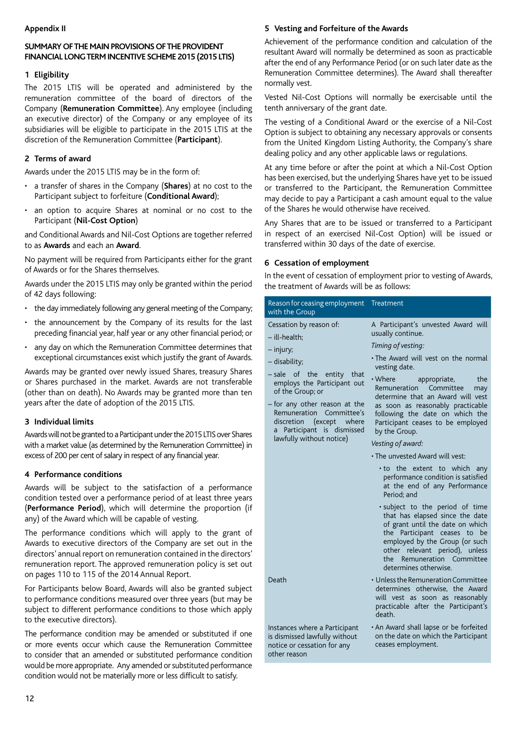## Appendix II

### SUMMARY OF THE MAIN PROVISIONS OF THE PROVIDENT FINANCIAL LONG TERM INCENTIVE SCHEME 2015 (2015 LTIS)

### 1 Eligibility

The 2015 LTIS will be operated and administered by the remuneration committee of the board of directors of the Company (**Remuneration Committee**). Any employee (including an executive director) of the Company or any employee of its subsidiaries will be eligible to participate in the 2015 LTIS at the discretion of the Remuneration Committee (**Participant**).

### 2 Terms of award

Awards under the 2015 LTIS may be in the form of:

- a transfer of shares in the Company (**Shares**) at no cost to the Participant subject to forfeiture (**Conditional Award**);
- an option to acquire Shares at nominal or no cost to the Participant (**Nil-Cost Option**)

and Conditional Awards and Nil-Cost Options are together referred to as **Awards** and each an **Award**.

No payment will be required from Participants either for the grant of Awards or for the Shares themselves.

Awards under the 2015 LTIS may only be granted within the period of 42 days following:

- the day immediately following any general meeting of the Company;
- the announcement by the Company of its results for the last preceding financial year, half year or any other financial period; or
- any day on which the Remuneration Committee determines that exceptional circumstances exist which justify the grant of Awards.

Awards may be granted over newly issued Shares, treasury Shares or Shares purchased in the market. Awards are not transferable (other than on death). No Awards may be granted more than ten years after the date of adoption of the 2015 LTIS.

### 3 Individual limits

Awards will not be granted to a Participant under the 2015 LTIS over Shares with a market value (as determined by the Remuneration Committee) in excess of 200 per cent of salary in respect of any financial year.

### 4 Performance conditions

Awards will be subject to the satisfaction of a performance condition tested over a performance period of at least three years (**Performance Period**), which will determine the proportion (if any) of the Award which will be capable of vesting.

The performance conditions which will apply to the grant of Awards to executive directors of the Company are set out in the directors' annual report on remuneration contained in the directors' remuneration report. The approved remuneration policy is set out on pages 110 to 115 of the 2014 Annual Report.

For Participants below Board, Awards will also be granted subject to performance conditions measured over three years (but may be subject to different performance conditions to those which apply to the executive directors).

The performance condition may be amended or substituted if one or more events occur which cause the Remuneration Committee to consider that an amended or substituted performance condition would be more appropriate. Any amended or substituted performance condition would not be materially more or less difficult to satisfy.

### 5 Vesting and Forfeiture of the Awards

Achievement of the performance condition and calculation of the resultant Award will normally be determined as soon as practicable after the end of any Performance Period (or on such later date as the Remuneration Committee determines). The Award shall thereafter normally vest.

Vested Nil-Cost Options will normally be exercisable until the tenth anniversary of the grant date.

The vesting of a Conditional Award or the exercise of a Nil-Cost Option is subject to obtaining any necessary approvals or consents from the United Kingdom Listing Authority, the Company's share dealing policy and any other applicable laws or regulations.

At any time before or after the point at which a Nil-Cost Option has been exercised, but the underlying Shares have yet to be issued or transferred to the Participant, the Remuneration Committee may decide to pay a Participant a cash amount equal to the value of the Shares he would otherwise have received.

Any Shares that are to be issued or transferred to a Participant in respect of an exercised Nil-Cost Option) will be issued or transferred within 30 days of the date of exercise.

### 6 Cessation of employment

In the event of cessation of employment prior to vesting of Awards, the treatment of Awards will be as follows:

| Reason for ceasing employment with the Group | Treatment |
|---|---|
| Cessation by reason of:<br>– ill-health;<br>– injury;<br>– disability;<br>– sale of the entity that employs the Participant out of the Group; or<br>– for any other reason at the Remuneration Committee's discretion (except where a Participant is dismissed lawfully without notice) | A Participant's unvested Award will usually continue.<br>*Timing of vesting:*<br>• The Award will vest on the normal vesting date.<br>• Where appropriate, the Remuneration Committee may determine that an Award will vest as soon as reasonably practicable following the date on which the Participant ceases to be employed by the Group.<br>*Vesting of award:*<br>• The unvested Award will vest:<br>• to the extent to which any performance condition is satisfied at the end of any Performance Period; and<br>• subject to the period of time that has elapsed since the date of grant until the date on which the Participant ceases to be employed by the Group (or such other relevant period), unless the Remuneration Committee determines otherwise. |
| Death | • Unless the Remuneration Committee determines otherwise, the Award will vest as soon as reasonably practicable after the Participant's death. |
| Instances where a Participant is dismissed lawfully without notice or cessation for any other reason | • An Award shall lapse or be forfeited on the date on which the Participant ceases employment. |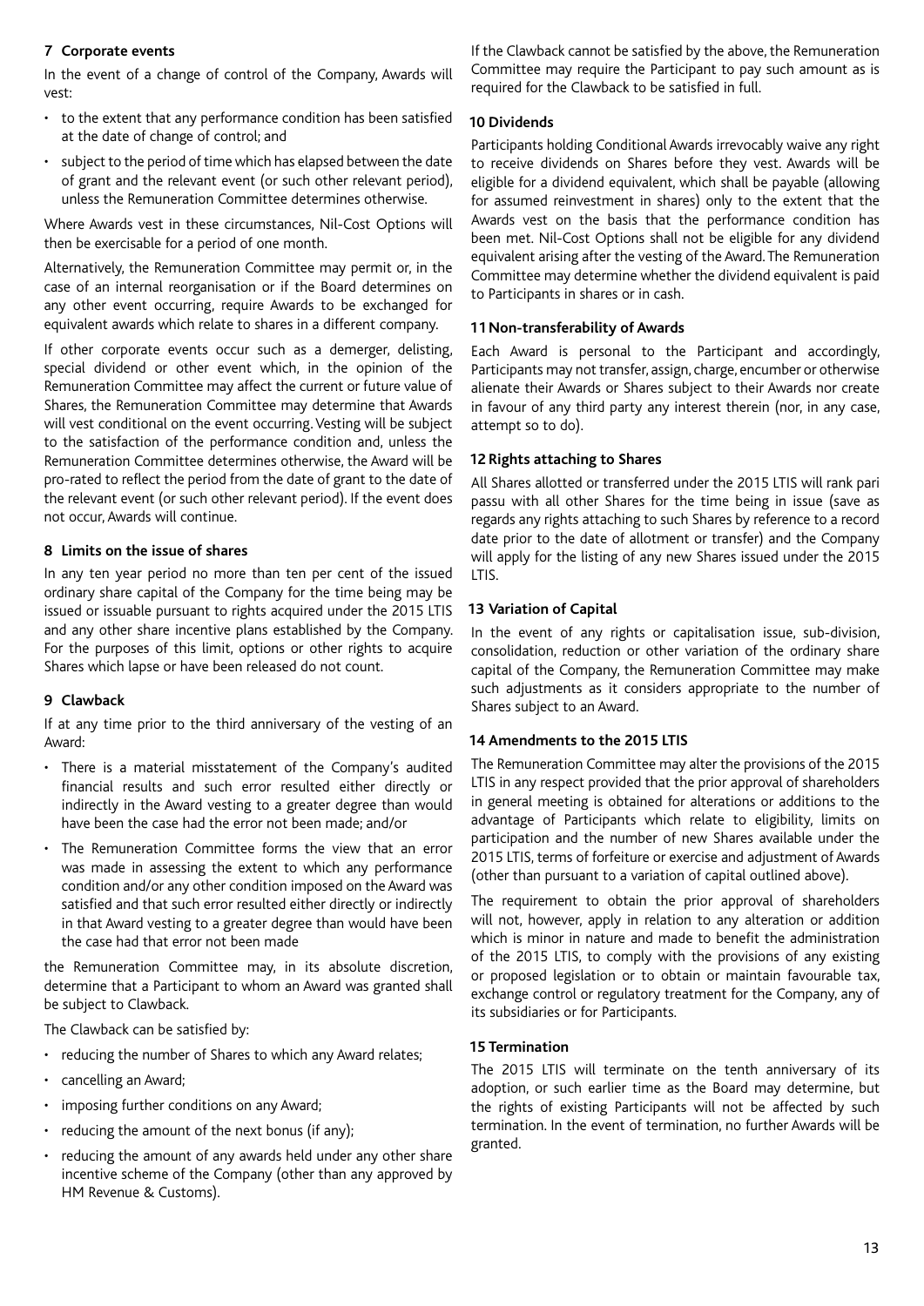### 7 Corporate events

In the event of a change of control of the Company, Awards will vest:

- to the extent that any performance condition has been satisfied at the date of change of control; and
- subject to the period of time which has elapsed between the date of grant and the relevant event (or such other relevant period), unless the Remuneration Committee determines otherwise.

Where Awards vest in these circumstances, Nil-Cost Options will then be exercisable for a period of one month.

Alternatively, the Remuneration Committee may permit or, in the case of an internal reorganisation or if the Board determines on any other event occurring, require Awards to be exchanged for equivalent awards which relate to shares in a different company.

If other corporate events occur such as a demerger, delisting, special dividend or other event which, in the opinion of the Remuneration Committee may affect the current or future value of Shares, the Remuneration Committee may determine that Awards will vest conditional on the event occurring. Vesting will be subject to the satisfaction of the performance condition and, unless the Remuneration Committee determines otherwise, the Award will be pro-rated to reflect the period from the date of grant to the date of the relevant event (or such other relevant period). If the event does not occur, Awards will continue.

### 8 Limits on the issue of shares

In any ten year period no more than ten per cent of the issued ordinary share capital of the Company for the time being may be issued or issuable pursuant to rights acquired under the 2015 LTIS and any other share incentive plans established by the Company. For the purposes of this limit, options or other rights to acquire Shares which lapse or have been released do not count.

### 9 Clawback

If at any time prior to the third anniversary of the vesting of an Award:

- There is a material misstatement of the Company's audited financial results and such error resulted either directly or indirectly in the Award vesting to a greater degree than would have been the case had the error not been made; and/or
- The Remuneration Committee forms the view that an error was made in assessing the extent to which any performance condition and/or any other condition imposed on the Award was satisfied and that such error resulted either directly or indirectly in that Award vesting to a greater degree than would have been the case had that error not been made

the Remuneration Committee may, in its absolute discretion, determine that a Participant to whom an Award was granted shall be subject to Clawback.

The Clawback can be satisfied by:

- reducing the number of Shares to which any Award relates;
- cancelling an Award;
- imposing further conditions on any Award;
- reducing the amount of the next bonus (if any);
- reducing the amount of any awards held under any other share incentive scheme of the Company (other than any approved by HM Revenue & Customs).

If the Clawback cannot be satisfied by the above, the Remuneration Committee may require the Participant to pay such amount as is required for the Clawback to be satisfied in full.

### 10 Dividends

Participants holding Conditional Awards irrevocably waive any right to receive dividends on Shares before they vest. Awards will be eligible for a dividend equivalent, which shall be payable (allowing for assumed reinvestment in shares) only to the extent that the Awards vest on the basis that the performance condition has been met. Nil-Cost Options shall not be eligible for any dividend equivalent arising after the vesting of the Award. The Remuneration Committee may determine whether the dividend equivalent is paid to Participants in shares or in cash.

### 11 Non-transferability of Awards

Each Award is personal to the Participant and accordingly, Participants may not transfer, assign, charge, encumber or otherwise alienate their Awards or Shares subject to their Awards nor create in favour of any third party any interest therein (nor, in any case, attempt so to do).

### 12 Rights attaching to Shares

All Shares allotted or transferred under the 2015 LTIS will rank pari passu with all other Shares for the time being in issue (save as regards any rights attaching to such Shares by reference to a record date prior to the date of allotment or transfer) and the Company will apply for the listing of any new Shares issued under the 2015 LTIS.

### 13 Variation of Capital

In the event of any rights or capitalisation issue, sub-division, consolidation, reduction or other variation of the ordinary share capital of the Company, the Remuneration Committee may make such adjustments as it considers appropriate to the number of Shares subject to an Award.

### 14 Amendments to the 2015 LTIS

The Remuneration Committee may alter the provisions of the 2015 LTIS in any respect provided that the prior approval of shareholders in general meeting is obtained for alterations or additions to the advantage of Participants which relate to eligibility, limits on participation and the number of new Shares available under the 2015 LTIS, terms of forfeiture or exercise and adjustment of Awards (other than pursuant to a variation of capital outlined above).

The requirement to obtain the prior approval of shareholders will not, however, apply in relation to any alteration or addition which is minor in nature and made to benefit the administration of the 2015 LTIS, to comply with the provisions of any existing or proposed legislation or to obtain or maintain favourable tax, exchange control or regulatory treatment for the Company, any of its subsidiaries or for Participants.

### 15 Termination

The 2015 LTIS will terminate on the tenth anniversary of its adoption, or such earlier time as the Board may determine, but the rights of existing Participants will not be affected by such termination. In the event of termination, no further Awards will be granted.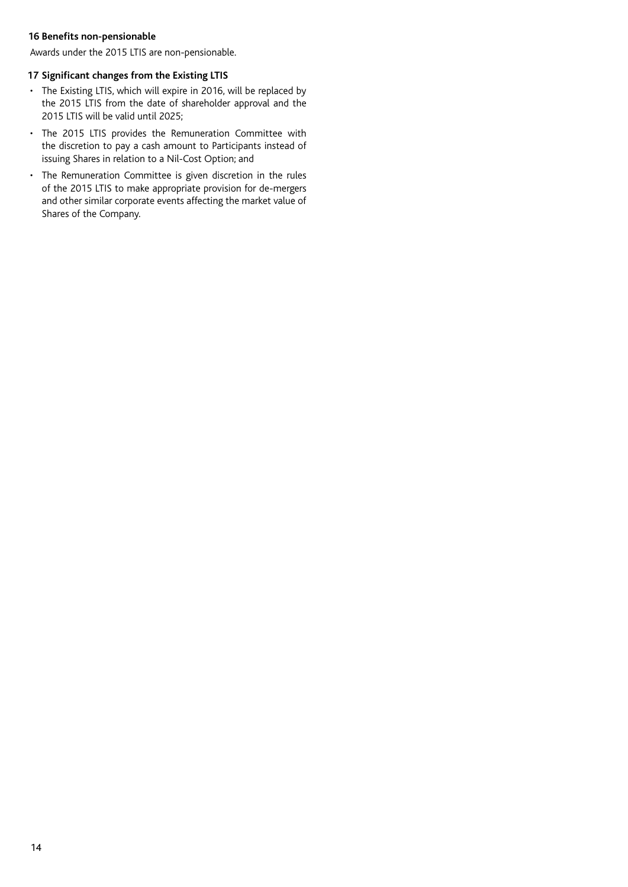### 16 Benefits non-pensionable

Awards under the 2015 LTIS are non-pensionable.

### 17 Significant changes from the Existing LTIS

- The Existing LTIS, which will expire in 2016, will be replaced by the 2015 LTIS from the date of shareholder approval and the 2015 LTIS will be valid until 2025;
- The 2015 LTIS provides the Remuneration Committee with the discretion to pay a cash amount to Participants instead of issuing Shares in relation to a Nil-Cost Option; and
- The Remuneration Committee is given discretion in the rules of the 2015 LTIS to make appropriate provision for de-mergers and other similar corporate events affecting the market value of Shares of the Company.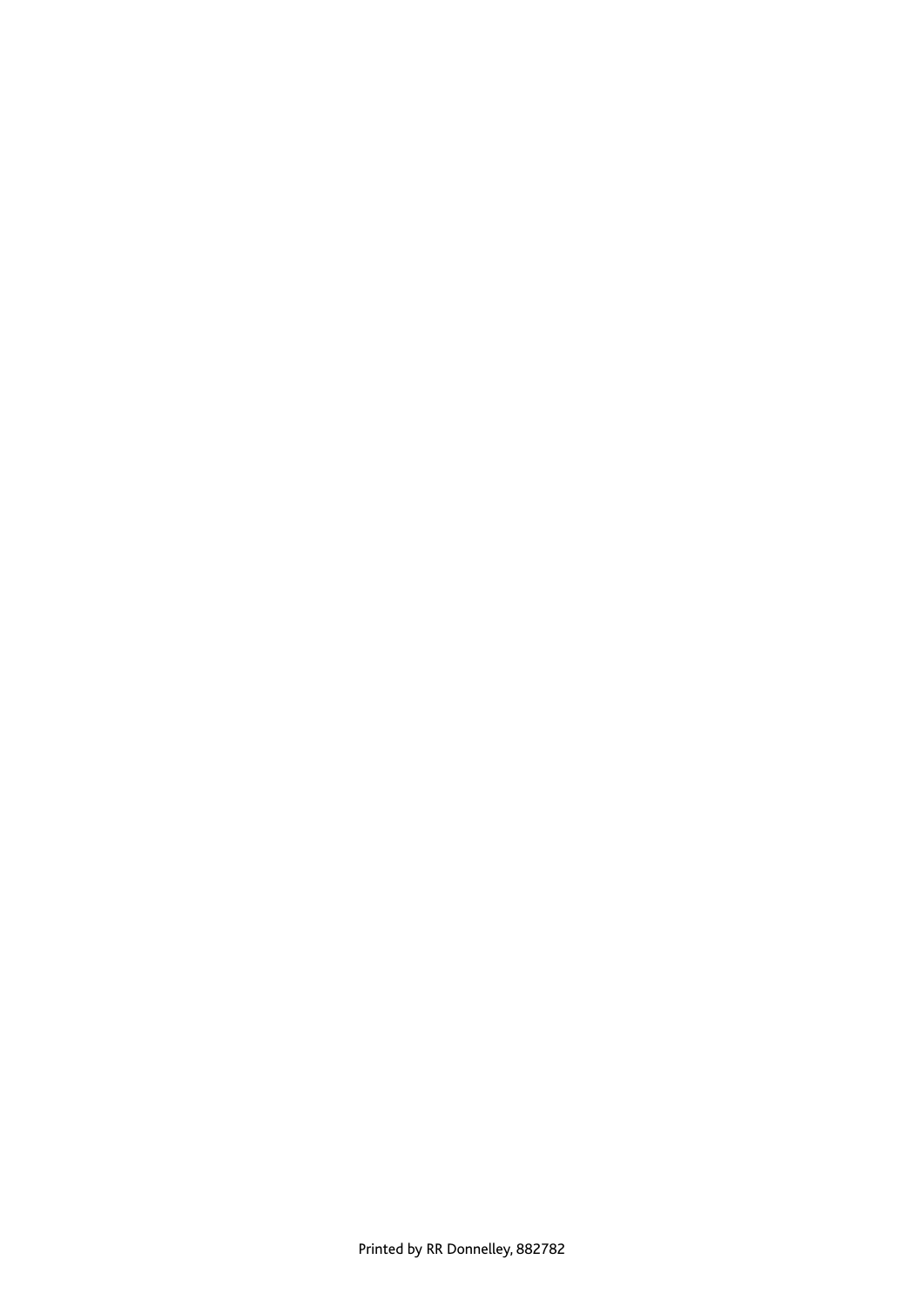Printed by RR Donnelley, 882782